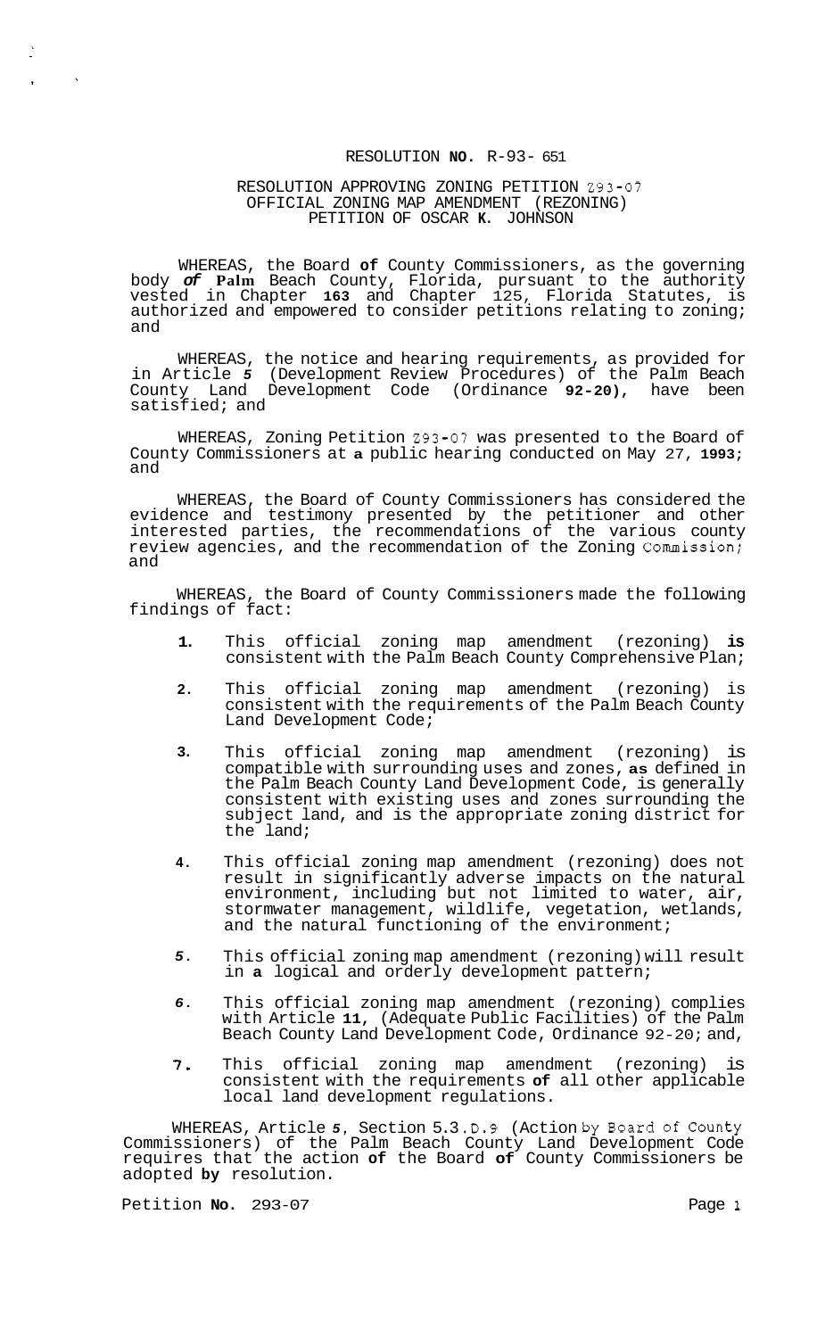# RESOLUTION NO. R-93- 651

## RESOLUTION APPROVING ZONING PETITION Z93-07 OFFICIAL ZONING MAP AMENDMENT (REZONING) PETITION OF OSCAR K. JOHNSON

WHEREAS, the Board of County Commissioners, as the governing body of Palm Beach County, Florida, pursuant to the authority vested in Chapter 163 and Chapter 125, Florida Statutes, is authorized and empowered to consider petitions relating to zoning; and

WHEREAS, the notice and hearing requirements, as provided for in Article 5 (Development Review Procedures) of the Palm Beach County Land Development Code (Ordinance 92-20), have been satisfied; and

WHEREAS, Zoning Petition Z93-07 was presented to the Board of County Commissioners at a public hearing conducted on May 27, 1993; and

WHEREAS, the Board of County Commissioners has considered the evidence and testimony presented by the petitioner and other interested parties, the recommendations of the various county review agencies, and the recommendation of the Zoning Commission; and

WHEREAS, the Board of County Commissioners made the following findings of fact:

1. This official zoning map amendment (rezoning) is consistent with the Palm Beach County Comprehensive Plan;

2. This official zoning map amendment (rezoning) is consistent with the requirements of the Palm Beach County Land Development Code;

3. This official zoning map amendment (rezoning) is compatible with surrounding uses and zones, as defined in the Palm Beach County Land Development Code, is generally consistent with existing uses and zones surrounding the subject land, and is the appropriate zoning district for the land;

4. This official zoning map amendment (rezoning) does not result in significantly adverse impacts on the natural environment, including but not limited to water, air, stormwater management, wildlife, vegetation, wetlands, and the natural functioning of the environment;

5. This official zoning map amendment (rezoning) will result in a logical and orderly development pattern;

6. This official zoning map amendment (rezoning) complies with Article 11, (Adequate Public Facilities) of the Palm Beach County Land Development Code, Ordinance 92-20; and,

7. This official zoning map amendment (rezoning) is consistent with the requirements of all other applicable local land development regulations.

WHEREAS, Article 5, Section 5.3.D.9 (Action by Board of County Commissioners) of the Palm Beach County Land Development Code requires that the action of the Board of County Commissioners be adopted by resolution.

Petition No. 293-07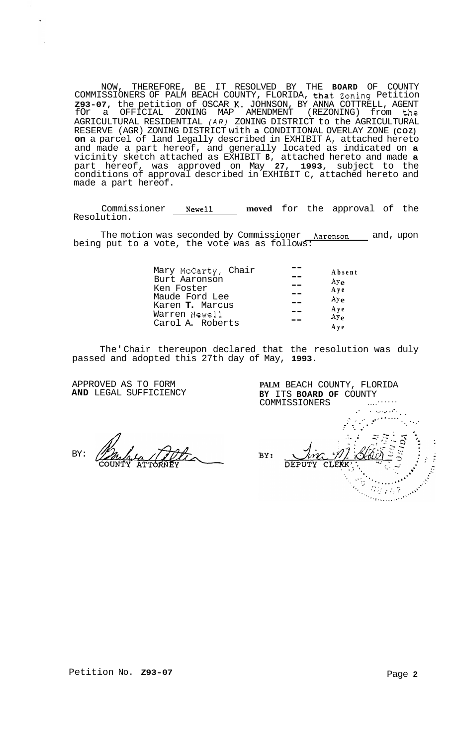NOW, THEREFORE, BE IT RESOLVED BY THE BOARD OF COUNTY COMMISSIONERS OF PALM BEACH COUNTY, FLORIDA, that Zoning Petition Z93-07, the petition of OSCAR K. JOHNSON, BY ANNA COTTRELL, AGENT for a OFFICIAL ZONING MAP AMENDMENT (REZONING) from the AGRICULTURAL RESIDENTIAL *(AR)* ZONING DISTRICT to the AGRICULTURAL RESERVE (AGR) ZONING DISTRICT with a CONDITIONAL OVERLAY ZONE (COZ) on a parcel of land legally described in EXHIBIT A, attached hereto and made a part hereof, and generally located as indicated on a vicinity sketch attached as EXHIBIT B, attached hereto and made a part hereof, was approved on May 27, 1993, subject to the conditions of approval described in EXHIBIT C, attached hereto and made a part hereof.

Commissioner Newell **moved** for the approval of the Resolution.

The motion was seconded by Commissioner Aaronson and, upon being put to a vote, the vote was as follows:

| | | |
|---|---|---|
| Mary McCarty, Chair | -- | Absent |
| Burt Aaronson | -- | Aye |
| Ken Foster | -- | Aye |
| Maude Ford Lee | -- | Aye |
| Karen T. Marcus | -- | Aye |
| Warren Newell | -- | Aye |
| Carol A. Roberts | -- | Aye |

The Chair thereupon declared that the resolution was duly passed and adopted this 27th day of May, 1993.

APPROVED AS TO FORM AND LEGAL SUFFICIENCY

BY: COUNTY ATTORNEY

PALM BEACH COUNTY, FLORIDA BY ITS BOARD OF COUNTY COMMISSIONERS

BY: DEPUTY CLERK

Petition No. Z93-07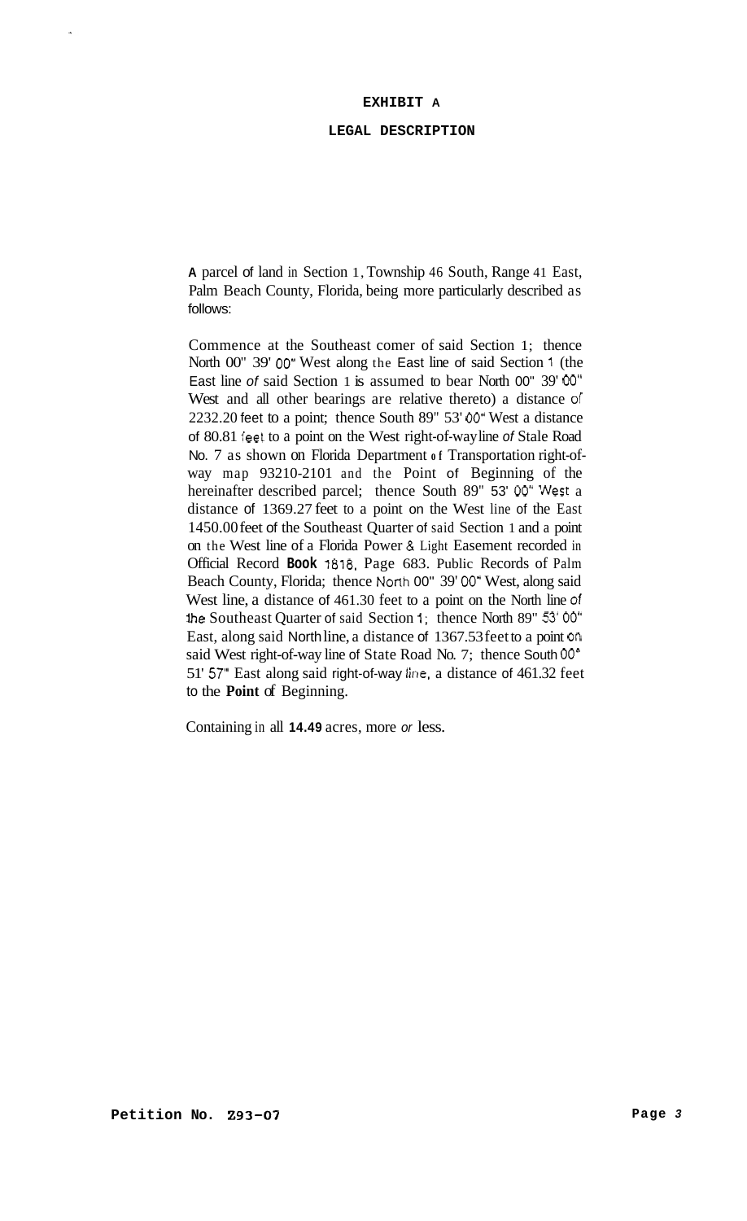# EXHIBIT A

## LEGAL DESCRIPTION

A parcel of land in Section 1, Township 46 South, Range 41 East, Palm Beach County, Florida, being more particularly described as follows:

Commence at the Southeast comer of said Section 1; thence North 00" 39' 00" West along the East line of said Section 1 (the East line of said Section 1 is assumed to bear North 00" 39' 00" West and all other bearings are relative thereto) a distance of 2232.20 feet to a point; thence South 89" 53' 00" West a distance of 80.81 feet to a point on the West right-of-way line of Stale Road No. 7 as shown on Florida Department of Transportation right-of-way map 93210-2101 and the Point of Beginning of the hereinafter described parcel; thence South 89" 53' 00" West a distance of 1369.27 feet to a point on the West line of the East 1450.00 feet of the Southeast Quarter of said Section 1 and a point on the West line of a Florida Power & Light Easement recorded in Official Record **Book** 1818, Page 683. Public Records of Palm Beach County, Florida; thence North 00" 39' 00" West, along said West line, a distance of 461.30 feet to a point on the North line of the Southeast Quarter of said Section 1; thence North 89" 53' 00" East, along said North line, a distance of 1367.53 feet to a point on said West right-of-way line of State Road No. 7; thence South 00° 51' 57" East along said right-of-way line, a distance of 461.32 feet to the **Point** of Beginning.

Containing in all **14.49** acres, more *or* less.

**Petition No. Z93-07**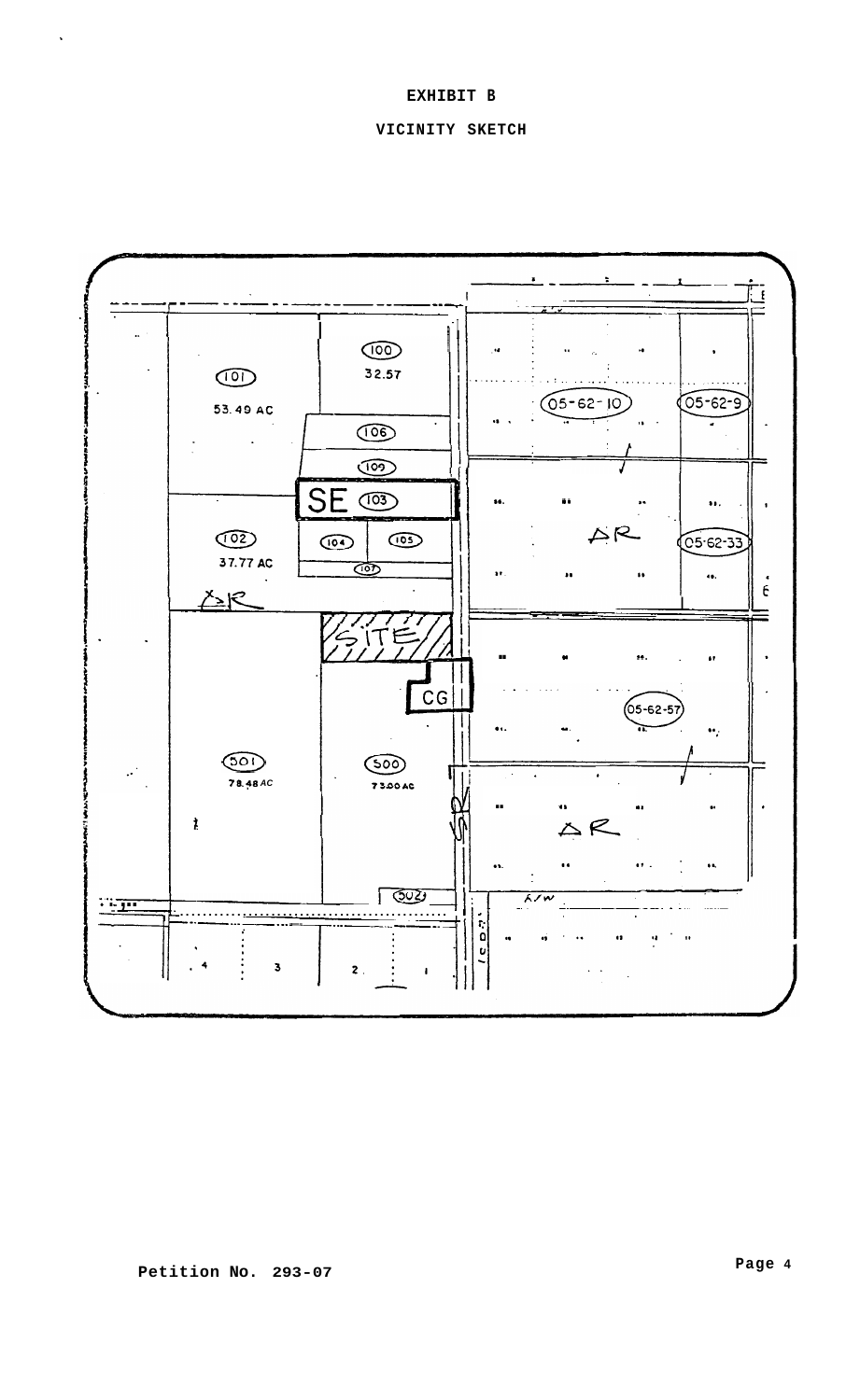**EXHIBIT B**

**VICINITY SKETCH**

**Petition No. 293-07**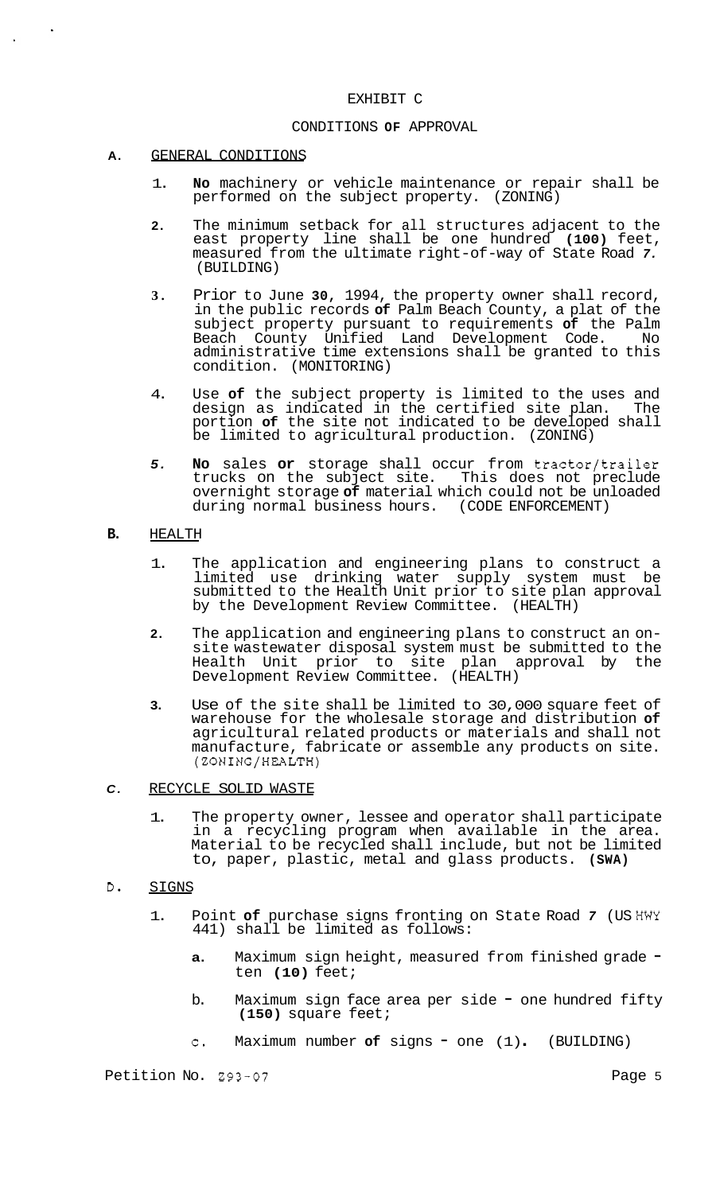# EXHIBIT C

## CONDITIONS OF APPROVAL

### A. GENERAL CONDITIONS

1. **No** machinery or vehicle maintenance or repair shall be performed on the subject property. (ZONING)

2. The minimum setback for all structures adjacent to the east property line shall be one hundred **(100)** feet, measured from the ultimate right-of-way of State Road *7.* (BUILDING)

3. Prior to June **30**, 1994, the property owner shall record, in the public records **of** Palm Beach County, a plat of the subject property pursuant to requirements **of** the Palm Beach County Unified Land Development Code. No administrative time extensions shall be granted to this condition. (MONITORING)

4. Use **of** the subject property is limited to the uses and design as indicated in the certified site plan. The portion **of** the site not indicated to be developed shall be limited to agricultural production. (ZONING)

5. **No** sales **or** storage shall occur from tractor/trailer trucks on the subject site. This does not preclude overnight storage **of** material which could not be unloaded during normal business hours. (CODE ENFORCEMENT)

### B. HEALTH

1. The application and engineering plans to construct a limited use drinking water supply system must be submitted to the Health Unit prior to site plan approval by the Development Review Committee. (HEALTH)

2. The application and engineering plans to construct an on-site wastewater disposal system must be submitted to the Health Unit prior to site plan approval by the Development Review Committee. (HEALTH)

3. Use of the site shall be limited to 30,000 square feet of warehouse for the wholesale storage and distribution **of** agricultural related products or materials and shall not manufacture, fabricate or assemble any products on site. (ZONING/HEALTH)

### C. RECYCLE SOLID WASTE

1. The property owner, lessee and operator shall participate in a recycling program when available in the area. Material to be recycled shall include, but not be limited to, paper, plastic, metal and glass products. **(SWA)**

### D. SIGNS

1. Point **of** purchase signs fronting on State Road *7* (US HWY 441) shall be limited as follows:

   a. Maximum sign height, measured from finished grade - ten **(10)** feet;

   b. Maximum sign face area per side - one hundred fifty **(150)** square feet;

   c. Maximum number **of** signs - one (1). (BUILDING)

Petition No. Z93-07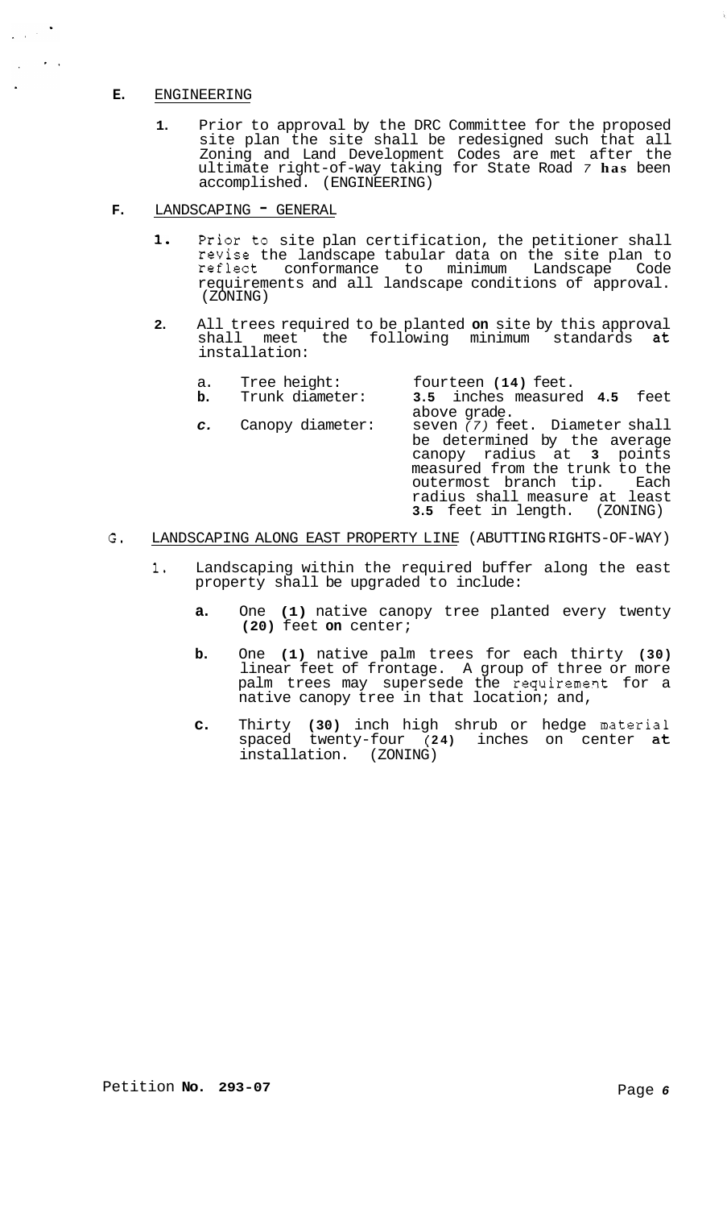**E.** ENGINEERING

1. Prior to approval by the DRC Committee for the proposed site plan the site shall be redesigned such that all Zoning and Land Development Codes are met after the ultimate right-of-way taking for State Road 7 has been accomplished. (ENGINEERING)

**F.** LANDSCAPING - GENERAL

1. Prior to site plan certification, the petitioner shall revise the landscape tabular data on the site plan to reflect conformance to minimum Landscape Code requirements and all landscape conditions of approval. (ZONING)

2. All trees required to be planted on site by this approval shall meet the following minimum standards at installation:

   a. Tree height: fourteen (14) feet.

   b. Trunk diameter: 3.5 inches measured 4.5 feet above grade.

   c. Canopy diameter: seven (7) feet. Diameter shall be determined by the average canopy radius at 3 points measured from the trunk to the outermost branch tip. Each radius shall measure at least 3.5 feet in length. (ZONING)

**G.** LANDSCAPING ALONG EAST PROPERTY LINE (ABUTTING RIGHTS-OF-WAY)

1. Landscaping within the required buffer along the east property shall be upgraded to include:

   **a.** One (1) native canopy tree planted every twenty (20) feet on center;

   **b.** One (1) native palm trees for each thirty (30) linear feet of frontage. A group of three or more palm trees may supersede the requirement for a native canopy tree in that location; and,

   **c.** Thirty (30) inch high shrub or hedge material spaced twenty-four (24) inches on center at installation. (ZONING)

Petition No. 293-07